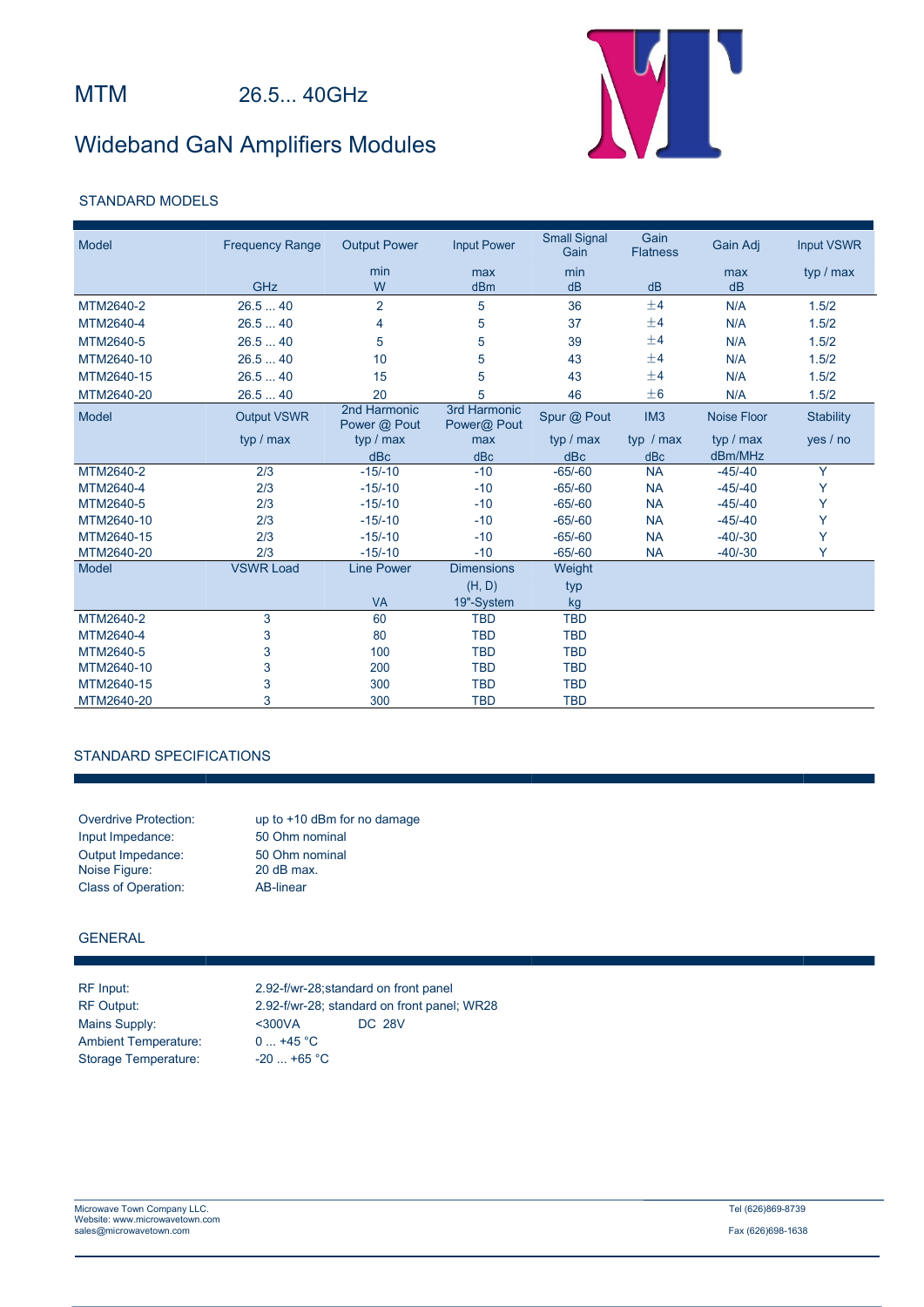# MTM 26.5... 40GHz

## Wideband GaN Amplifiers Modules

### STANDARD MODELS

| Model | Frequency Range | Output Power | Input Power | Small Signal Gain | Gain Flatness | Gain Adj | Input VSWR |
|---|---|---|---|---|---|---|---|
| | | min | max | min | | max | typ / max |
| | GHz | W | dBm | dB | dB | dB | |
| MTM2640-2 | 26.5 ... 40 | 2 | 5 | 36 | ±4 | N/A | 1.5/2 |
| MTM2640-4 | 26.5 ... 40 | 4 | 5 | 37 | ±4 | N/A | 1.5/2 |
| MTM2640-5 | 26.5 ... 40 | 5 | 5 | 39 | ±4 | N/A | 1.5/2 |
| MTM2640-10 | 26.5 ... 40 | 10 | 5 | 43 | ±4 | N/A | 1.5/2 |
| MTM2640-15 | 26.5 ... 40 | 15 | 5 | 43 | ±4 | N/A | 1.5/2 |
| MTM2640-20 | 26.5 ... 40 | 20 | 5 | 46 | ±6 | N/A | 1.5/2 |

| Model | Output VSWR | 2nd Harmonic Power @ Pout | 3rd Harmonic Power@ Pout | Spur @ Pout | IM3 | Noise Floor | Stability |
|---|---|---|---|---|---|---|---|
| | typ / max | typ / max | max | typ / max | typ / max | typ / max | yes / no |
| | | dBc | dBc | dBc | dBc | dBm/MHz | |
| MTM2640-2 | 2/3 | -15/-10 | -10 | -65/-60 | NA | -45/-40 | Y |
| MTM2640-4 | 2/3 | -15/-10 | -10 | -65/-60 | NA | -45/-40 | Y |
| MTM2640-5 | 2/3 | -15/-10 | -10 | -65/-60 | NA | -45/-40 | Y |
| MTM2640-10 | 2/3 | -15/-10 | -10 | -65/-60 | NA | -45/-40 | Y |
| MTM2640-15 | 2/3 | -15/-10 | -10 | -65/-60 | NA | -40/-30 | Y |
| MTM2640-20 | 2/3 | -15/-10 | -10 | -65/-60 | NA | -40/-30 | Y |

| Model | VSWR Load | Line Power | Dimensions | Weight |
|---|---|---|---|---|
| | | | (H, D) | typ |
| | | VA | 19"-System | kg |
| MTM2640-2 | 3 | 60 | TBD | TBD |
| MTM2640-4 | 3 | 80 | TBD | TBD |
| MTM2640-5 | 3 | 100 | TBD | TBD |
| MTM2640-10 | 3 | 200 | TBD | TBD |
| MTM2640-15 | 3 | 300 | TBD | TBD |
| MTM2640-20 | 3 | 300 | TBD | TBD |

### STANDARD SPECIFICATIONS

| | |
|---|---|
| Overdrive Protection: | up to +10 dBm for no damage |
| Input Impedance: | 50 Ohm nominal |
| Output Impedance: | 50 Ohm nominal |
| Noise Figure: | 20 dB max. |
| Class of Operation: | AB-linear |

### GENERAL

| | |
|---|---|
| RF Input: | 2.92-f/wr-28;standard on front panel |
| RF Output: | 2.92-f/wr-28; standard on front panel; WR28 |
| Mains Supply: | <300VA DC 28V |
| Ambient Temperature: | 0 ... +45 °C |
| Storage Temperature: | -20 ... +65 °C |

Microwave Town Company LLC.
Website: www.microwavetown.com
sales@microwavetown.com

Tel (626)869-8739

Fax (626)698-1638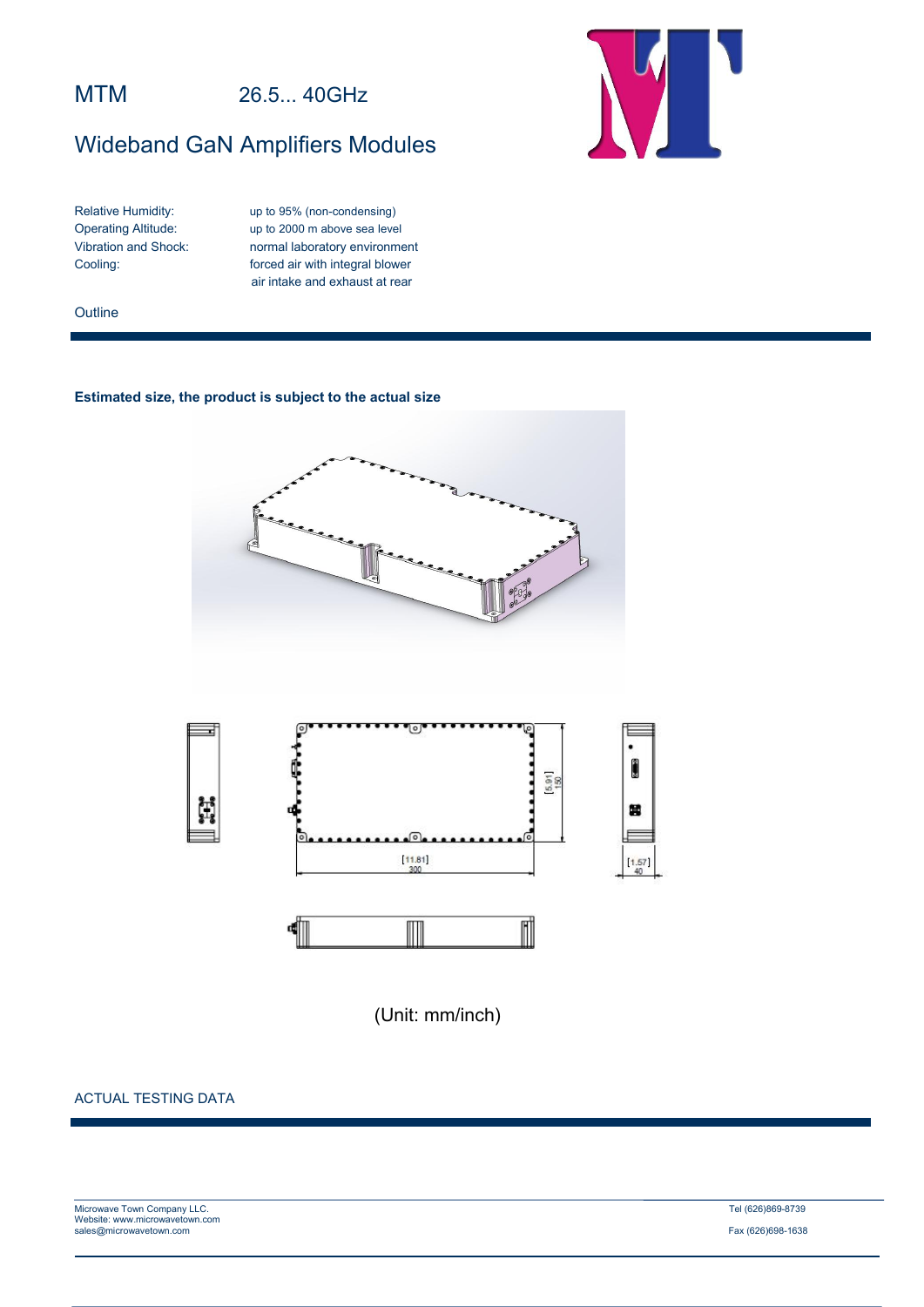# MTM 26.5... 40GHz

## Wideband GaN Amplifiers Modules

| | |
|---|---|
| Relative Humidity: | up to 95% (non-condensing) |
| Operating Altitude: | up to 2000 m above sea level |
| Vibration and Shock: | normal laboratory environment |
| Cooling: | forced air with integral blower<br>air intake and exhaust at rear |

### Outline

**Estimated size, the product is subject to the actual size**

[5.91]
150

[11.81]
300

[1.57]
40

(Unit: mm/inch)

### ACTUAL TESTING DATA

Microwave Town Company LLC.
Website: www.microwavetown.com
sales@microwavetown.com

Tel (626)869-8739

Fax (626)698-1638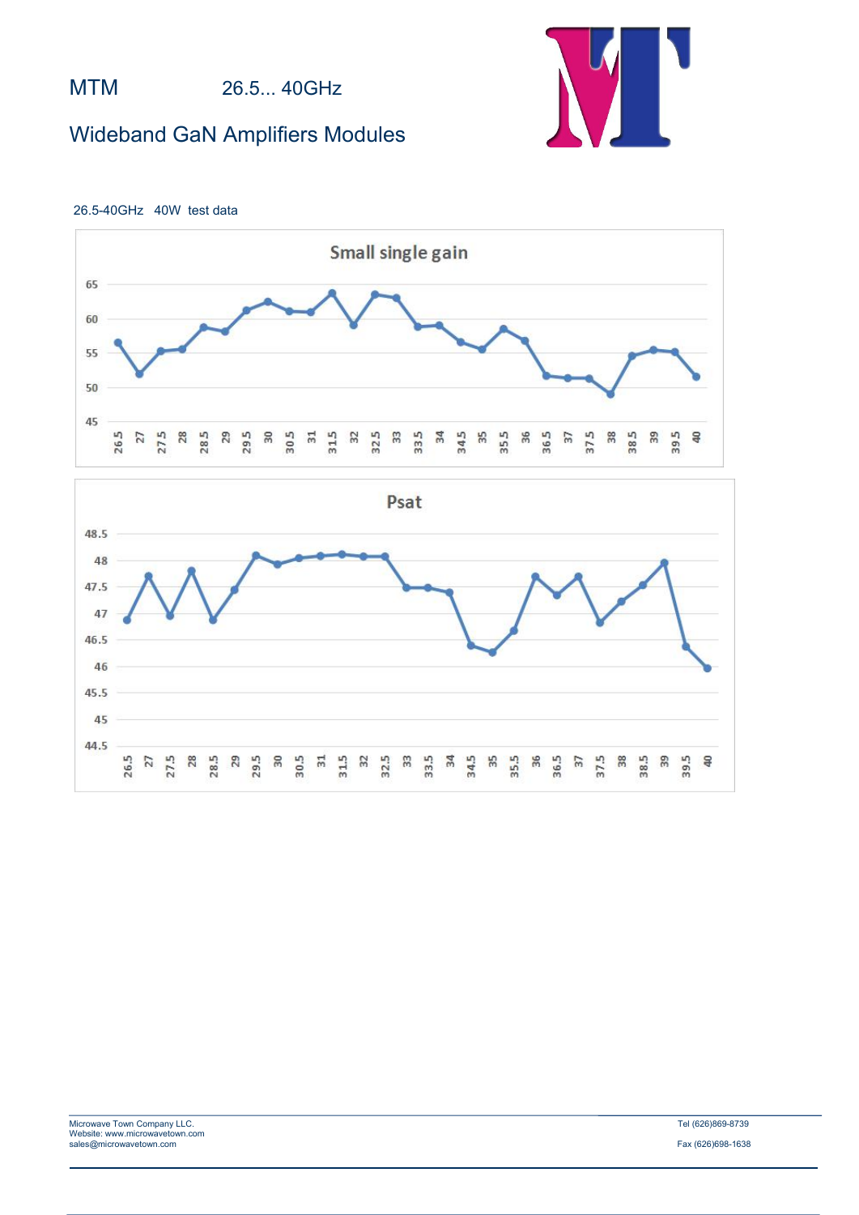MTM 26.5... 40GHz

## Wideband GaN Amplifiers Modules

26.5-40GHz 40W test data

Small single gain

65
60
55
50
45

26.5 27 27.5 28 28.5 29 29.5 30 30.5 31 31.5 32 32.5 33 33.5 34 34.5 35 35.5 36 36.5 37 37.5 38 38.5 39 39.5 40

Psat

48.5
48
47.5
47
46.5
46
45.5
45
44.5

26.5 27 27.5 28 28.5 29 29.5 30 30.5 31 31.5 32 32.5 33 33.5 34 34.5 35 35.5 36 36.5 37 37.5 38 38.5 39 39.5 40

Microwave Town Company LLC.
Website: www.microwavetown.com
sales@microwavetown.com

Tel (626)869-8739

Fax (626)698-1638